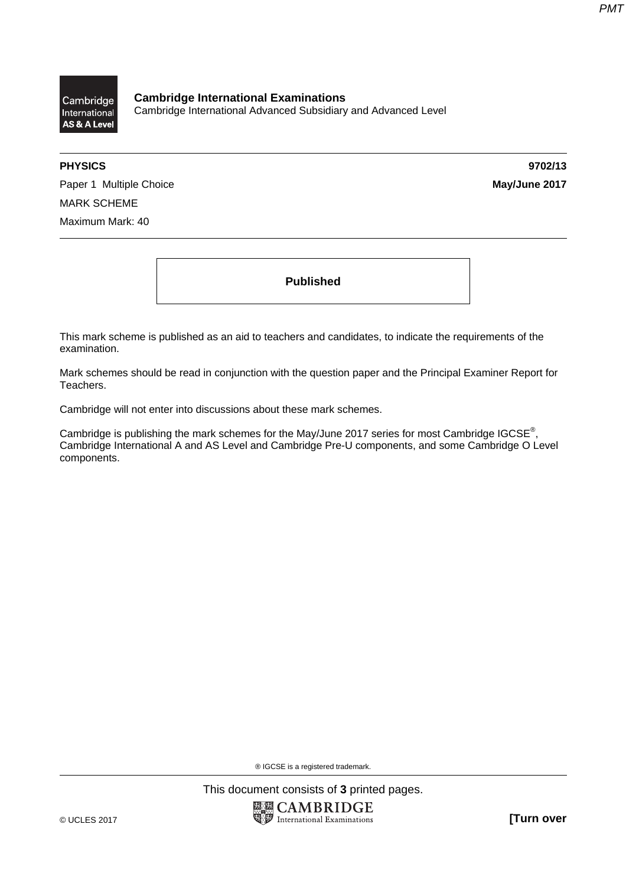**Cambridge International Examinations**
Cambridge International Advanced Subsidiary and Advanced Level

**PHYSICS** **9702/13**

Paper 1 Multiple Choice **May/June 2017**

MARK SCHEME

Maximum Mark: 40

**Published**

This mark scheme is published as an aid to teachers and candidates, to indicate the requirements of the examination.

Mark schemes should be read in conjunction with the question paper and the Principal Examiner Report for Teachers.

Cambridge will not enter into discussions about these mark schemes.

Cambridge is publishing the mark schemes for the May/June 2017 series for most Cambridge IGCSE®, Cambridge International A and AS Level and Cambridge Pre-U components, and some Cambridge O Level components.

® IGCSE is a registered trademark.

This document consists of **3** printed pages.

© UCLES 2017 **[Turn over**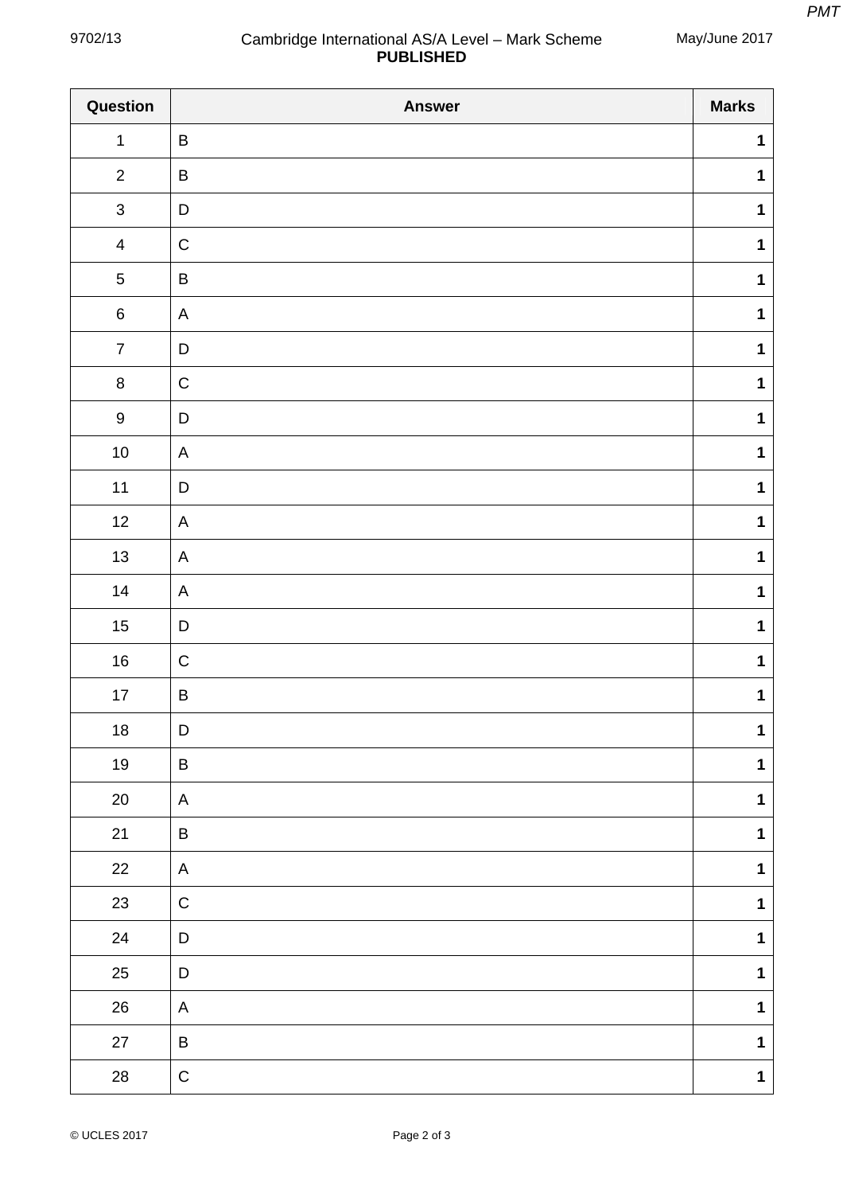| Question | Answer | Marks |
|---|---|---|
| 1 | B | 1 |
| 2 | B | 1 |
| 3 | D | 1 |
| 4 | C | 1 |
| 5 | B | 1 |
| 6 | A | 1 |
| 7 | D | 1 |
| 8 | C | 1 |
| 9 | D | 1 |
| 10 | A | 1 |
| 11 | D | 1 |
| 12 | A | 1 |
| 13 | A | 1 |
| 14 | A | 1 |
| 15 | D | 1 |
| 16 | C | 1 |
| 17 | B | 1 |
| 18 | D | 1 |
| 19 | B | 1 |
| 20 | A | 1 |
| 21 | B | 1 |
| 22 | A | 1 |
| 23 | C | 1 |
| 24 | D | 1 |
| 25 | D | 1 |
| 26 | A | 1 |
| 27 | B | 1 |
| 28 | C | 1 |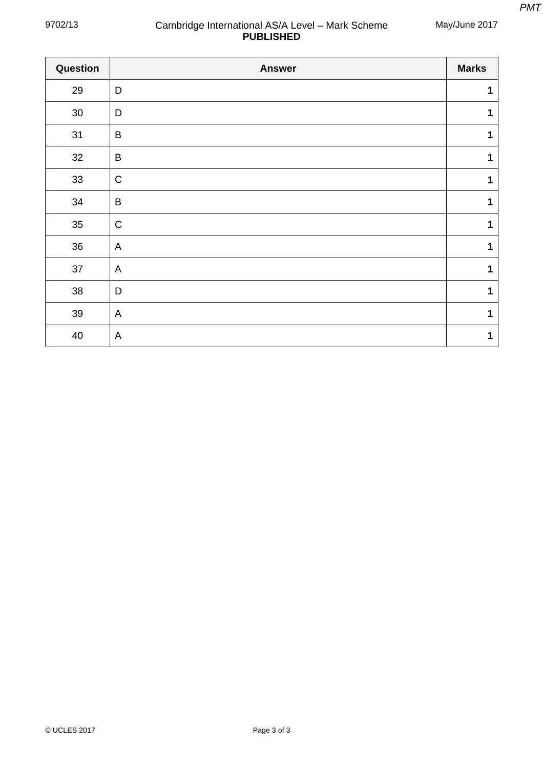| Question | Answer | Marks |
|---|---|---|
| 29 | D | 1 |
| 30 | D | 1 |
| 31 | B | 1 |
| 32 | B | 1 |
| 33 | C | 1 |
| 34 | B | 1 |
| 35 | C | 1 |
| 36 | A | 1 |
| 37 | A | 1 |
| 38 | D | 1 |
| 39 | A | 1 |
| 40 | A | 1 |